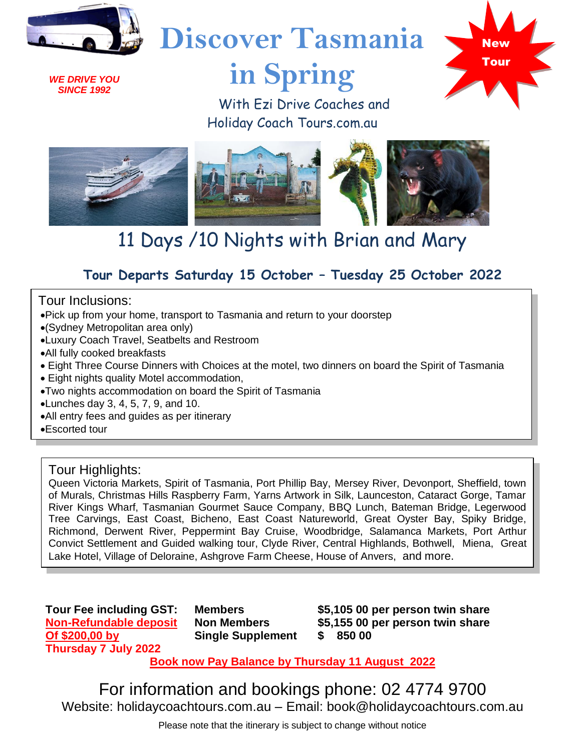*WE DRIVE YOU SINCE 1992*

# Discover Tasmania in Spring

With Ezi Drive Coaches and Holiday Coach Tours.com.au

**New Tour**

## 11 Days /10 Nights with Brian and Mary

### Tour Departs Saturday 15 October – Tuesday 25 October 2022

Tour Inclusions:

- Pick up from your home, transport to Tasmania and return to your doorstep
- (Sydney Metropolitan area only)
- Luxury Coach Travel, Seatbelts and Restroom
- All fully cooked breakfasts
- Eight Three Course Dinners with Choices at the motel, two dinners on board the Spirit of Tasmania
- Eight nights quality Motel accommodation,
- Two nights accommodation on board the Spirit of Tasmania
- Lunches day 3, 4, 5, 7, 9, and 10.
- All entry fees and guides as per itinerary
- Escorted tour

Tour Highlights:

Queen Victoria Markets, Spirit of Tasmania, Port Phillip Bay, Mersey River, Devonport, Sheffield, town of Murals, Christmas Hills Raspberry Farm, Yarns Artwork in Silk, Launceston, Cataract Gorge, Tamar River Kings Wharf, Tasmanian Gourmet Sauce Company, BBQ Lunch, Bateman Bridge, Legerwood Tree Carvings, East Coast, Bicheno, East Coast Natureworld, Great Oyster Bay, Spiky Bridge, Richmond, Derwent River, Peppermint Bay Cruise, Woodbridge, Salamanca Markets, Port Arthur Convict Settlement and Guided walking tour, Clyde River, Central Highlands, Bothwell, Miena, Great Lake Hotel, Village of Deloraine, Ashgrove Farm Cheese, House of Anvers, and more.

| **Tour Fee including GST:** | **Members** | **$5,105 00 per person twin share** |
|---|---|---|
| **Non-Refundable deposit Of $200,00 by Thursday 7 July 2022** | **Non Members** | **$5,155 00 per person twin share** |
| | **Single Supplement** | **$ 850 00** |

**Book now Pay Balance by Thursday 11 August 2022**

For information and bookings phone: 02 4774 9700

Website: holidaycoachtours.com.au – Email: book@holidaycoachtours.com.au

Please note that the itinerary is subject to change without notice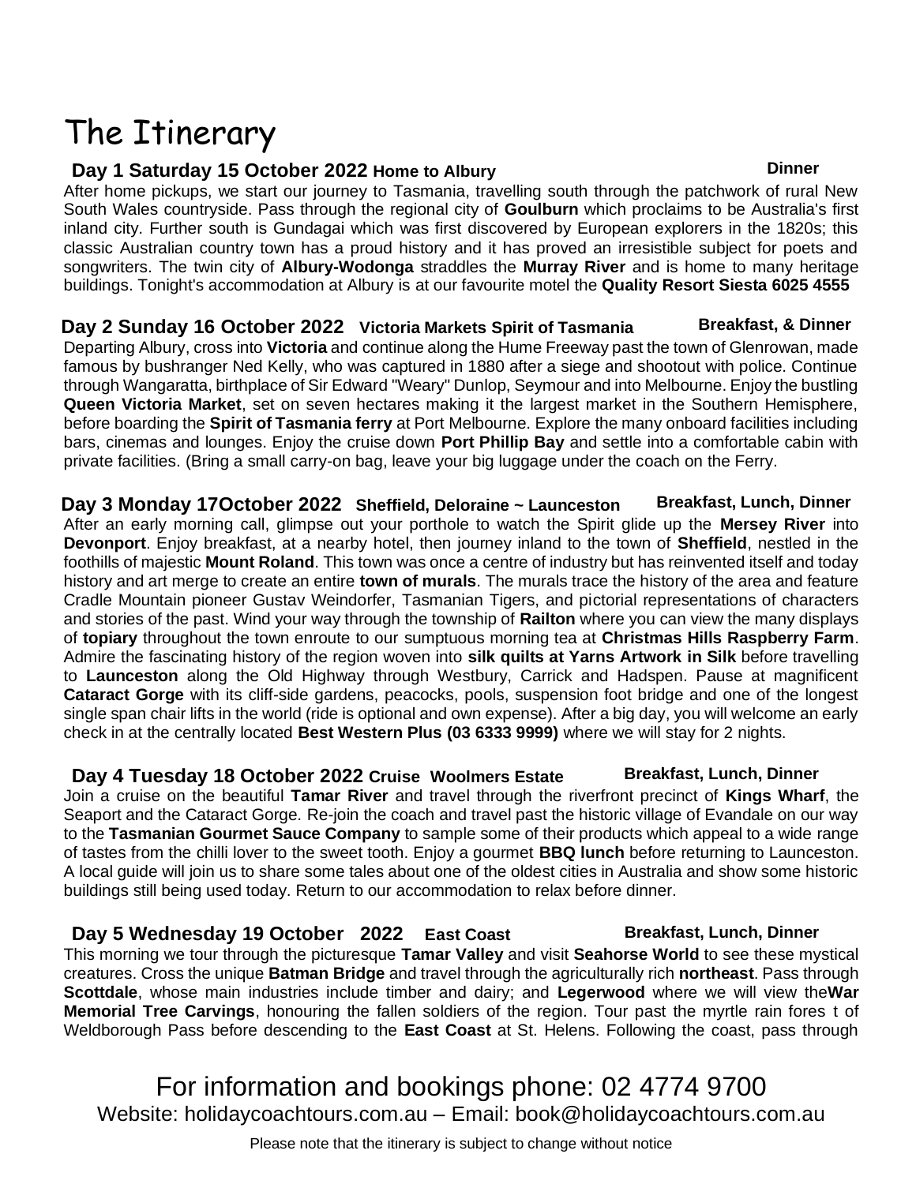# The Itinerary

### Day 1 Saturday 15 October 2022 Home to Albury — Dinner

After home pickups, we start our journey to Tasmania, travelling south through the patchwork of rural New South Wales countryside. Pass through the regional city of **Goulburn** which proclaims to be Australia's first inland city. Further south is Gundagai which was first discovered by European explorers in the 1820s; this classic Australian country town has a proud history and it has proved an irresistible subject for poets and songwriters. The twin city of **Albury-Wodonga** straddles the **Murray River** and is home to many heritage buildings. Tonight's accommodation at Albury is at our favourite motel the **Quality Resort Siesta 6025 4555**

### Day 2 Sunday 16 October 2022 Victoria Markets Spirit of Tasmania — Breakfast, & Dinner

Departing Albury, cross into **Victoria** and continue along the Hume Freeway past the town of Glenrowan, made famous by bushranger Ned Kelly, who was captured in 1880 after a siege and shootout with police. Continue through Wangaratta, birthplace of Sir Edward "Weary" Dunlop, Seymour and into Melbourne. Enjoy the bustling **Queen Victoria Market**, set on seven hectares making it the largest market in the Southern Hemisphere, before boarding the **Spirit of Tasmania ferry** at Port Melbourne. Explore the many onboard facilities including bars, cinemas and lounges. Enjoy the cruise down **Port Phillip Bay** and settle into a comfortable cabin with private facilities. (Bring a small carry-on bag, leave your big luggage under the coach on the Ferry.

### Day 3 Monday 17October 2022 Sheffield, Deloraine ~ Launceston — Breakfast, Lunch, Dinner

After an early morning call, glimpse out your porthole to watch the Spirit glide up the **Mersey River** into **Devonport**. Enjoy breakfast, at a nearby hotel, then journey inland to the town of **Sheffield**, nestled in the foothills of majestic **Mount Roland**. This town was once a centre of industry but has reinvented itself and today history and art merge to create an entire **town of murals**. The murals trace the history of the area and feature Cradle Mountain pioneer Gustav Weindorfer, Tasmanian Tigers, and pictorial representations of characters and stories of the past. Wind your way through the township of **Railton** where you can view the many displays of **topiary** throughout the town enroute to our sumptuous morning tea at **Christmas Hills Raspberry Farm**. Admire the fascinating history of the region woven into **silk quilts at Yarns Artwork in Silk** before travelling to **Launceston** along the Old Highway through Westbury, Carrick and Hadspen. Pause at magnificent **Cataract Gorge** with its cliff-side gardens, peacocks, pools, suspension foot bridge and one of the longest single span chair lifts in the world (ride is optional and own expense). After a big day, you will welcome an early check in at the centrally located **Best Western Plus (03 6333 9999)** where we will stay for 2 nights.

### Day 4 Tuesday 18 October 2022 Cruise Woolmers Estate — Breakfast, Lunch, Dinner

Join a cruise on the beautiful **Tamar River** and travel through the riverfront precinct of **Kings Wharf**, the Seaport and the Cataract Gorge. Re-join the coach and travel past the historic village of Evandale on our way to the **Tasmanian Gourmet Sauce Company** to sample some of their products which appeal to a wide range of tastes from the chilli lover to the sweet tooth. Enjoy a gourmet **BBQ lunch** before returning to Launceston. A local guide will join us to share some tales about one of the oldest cities in Australia and show some historic buildings still being used today. Return to our accommodation to relax before dinner.

### Day 5 Wednesday 19 October 2022 East Coast — Breakfast, Lunch, Dinner

This morning we tour through the picturesque **Tamar Valley** and visit **Seahorse World** to see these mystical creatures. Cross the unique **Batman Bridge** and travel through the agriculturally rich **northeast**. Pass through **Scottdale**, whose main industries include timber and dairy; and **Legerwood** where we will view the**War Memorial Tree Carvings**, honouring the fallen soldiers of the region. Tour past the myrtle rain fores t of Weldborough Pass before descending to the **East Coast** at St. Helens. Following the coast, pass through

For information and bookings phone: 02 4774 9700

Website: holidaycoachtours.com.au – Email: book@holidaycoachtours.com.au

Please note that the itinerary is subject to change without notice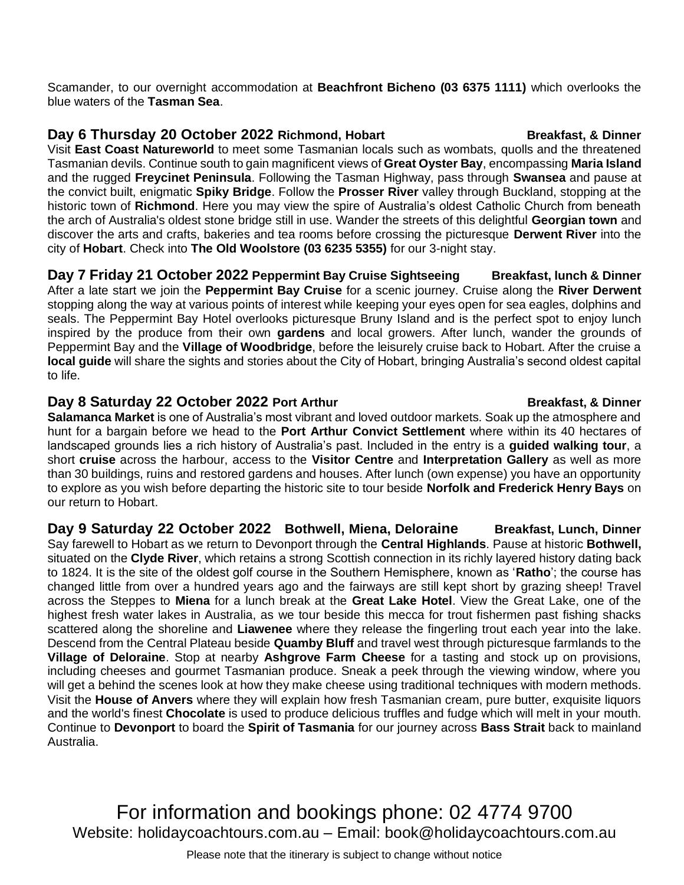Scamander, to our overnight accommodation at **Beachfront Bicheno (03 6375 1111)** which overlooks the blue waters of the **Tasman Sea**.

### Day 6 Thursday 20 October 2022 Richmond, Hobart — Breakfast, & Dinner

Visit **East Coast Natureworld** to meet some Tasmanian locals such as wombats, quolls and the threatened Tasmanian devils. Continue south to gain magnificent views of **Great Oyster Bay**, encompassing **Maria Island** and the rugged **Freycinet Peninsula**. Following the Tasman Highway, pass through **Swansea** and pause at the convict built, enigmatic **Spiky Bridge**. Follow the **Prosser River** valley through Buckland, stopping at the historic town of **Richmond**. Here you may view the spire of Australia's oldest Catholic Church from beneath the arch of Australia's oldest stone bridge still in use. Wander the streets of this delightful **Georgian town** and discover the arts and crafts, bakeries and tea rooms before crossing the picturesque **Derwent River** into the city of **Hobart**. Check into **The Old Woolstore (03 6235 5355)** for our 3-night stay.

### Day 7 Friday 21 October 2022 Peppermint Bay Cruise Sightseeing — Breakfast, lunch & Dinner

After a late start we join the **Peppermint Bay Cruise** for a scenic journey. Cruise along the **River Derwent** stopping along the way at various points of interest while keeping your eyes open for sea eagles, dolphins and seals. The Peppermint Bay Hotel overlooks picturesque Bruny Island and is the perfect spot to enjoy lunch inspired by the produce from their own **gardens** and local growers. After lunch, wander the grounds of Peppermint Bay and the **Village of Woodbridge**, before the leisurely cruise back to Hobart. After the cruise a **local guide** will share the sights and stories about the City of Hobart, bringing Australia's second oldest capital to life.

### Day 8 Saturday 22 October 2022 Port Arthur — Breakfast, & Dinner

**Salamanca Market** is one of Australia's most vibrant and loved outdoor markets. Soak up the atmosphere and hunt for a bargain before we head to the **Port Arthur Convict Settlement** where within its 40 hectares of landscaped grounds lies a rich history of Australia's past. Included in the entry is a **guided walking tour**, a short **cruise** across the harbour, access to the **Visitor Centre** and **Interpretation Gallery** as well as more than 30 buildings, ruins and restored gardens and houses. After lunch (own expense) you have an opportunity to explore as you wish before departing the historic site to tour beside **Norfolk and Frederick Henry Bays** on our return to Hobart.

### Day 9 Saturday 22 October 2022 Bothwell, Miena, Deloraine — Breakfast, Lunch, Dinner

Say farewell to Hobart as we return to Devonport through the **Central Highlands**. Pause at historic **Bothwell,** situated on the **Clyde River**, which retains a strong Scottish connection in its richly layered history dating back to 1824. It is the site of the oldest golf course in the Southern Hemisphere, known as '**Ratho**'; the course has changed little from over a hundred years ago and the fairways are still kept short by grazing sheep! Travel across the Steppes to **Miena** for a lunch break at the **Great Lake Hotel**. View the Great Lake, one of the highest fresh water lakes in Australia, as we tour beside this mecca for trout fishermen past fishing shacks scattered along the shoreline and **Liawenee** where they release the fingerling trout each year into the lake. Descend from the Central Plateau beside **Quamby Bluff** and travel west through picturesque farmlands to the **Village of Deloraine**. Stop at nearby **Ashgrove Farm Cheese** for a tasting and stock up on provisions, including cheeses and gourmet Tasmanian produce. Sneak a peek through the viewing window, where you will get a behind the scenes look at how they make cheese using traditional techniques with modern methods. Visit the **House of Anvers** where they will explain how fresh Tasmanian cream, pure butter, exquisite liquors and the world's finest **Chocolate** is used to produce delicious truffles and fudge which will melt in your mouth. Continue to **Devonport** to board the **Spirit of Tasmania** for our journey across **Bass Strait** back to mainland Australia.

For information and bookings phone: 02 4774 9700
Website: holidaycoachtours.com.au – Email: book@holidaycoachtours.com.au

Please note that the itinerary is subject to change without notice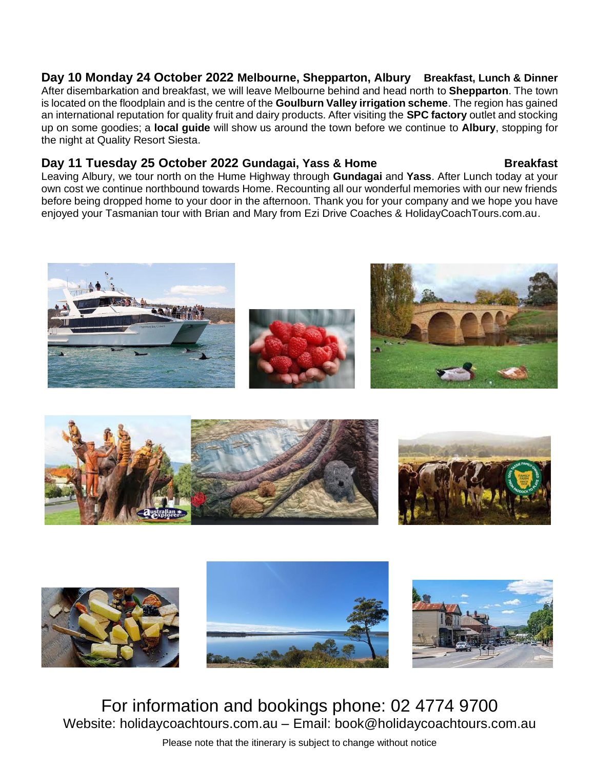## Day 10 Monday 24 October 2022 Melbourne, Shepparton, Albury **Breakfast, Lunch & Dinner**

After disembarkation and breakfast, we will leave Melbourne behind and head north to **Shepparton**. The town is located on the floodplain and is the centre of the **Goulburn Valley irrigation scheme**. The region has gained an international reputation for quality fruit and dairy products. After visiting the **SPC factory** outlet and stocking up on some goodies; a **local guide** will show us around the town before we continue to **Albury**, stopping for the night at Quality Resort Siesta.

## Day 11 Tuesday 25 October 2022 Gundagai, Yass & Home **Breakfast**

Leaving Albury, we tour north on the Hume Highway through **Gundagai** and **Yass**. After Lunch today at your own cost we continue northbound towards Home. Recounting all our wonderful memories with our new friends before being dropped home to your door in the afternoon. Thank you for your company and we hope you have enjoyed your Tasmanian tour with Brian and Mary from Ezi Drive Coaches & HolidayCoachTours.com.au.

For information and bookings phone: 02 4774 9700

Website: holidaycoachtours.com.au – Email: book@holidaycoachtours.com.au

Please note that the itinerary is subject to change without notice